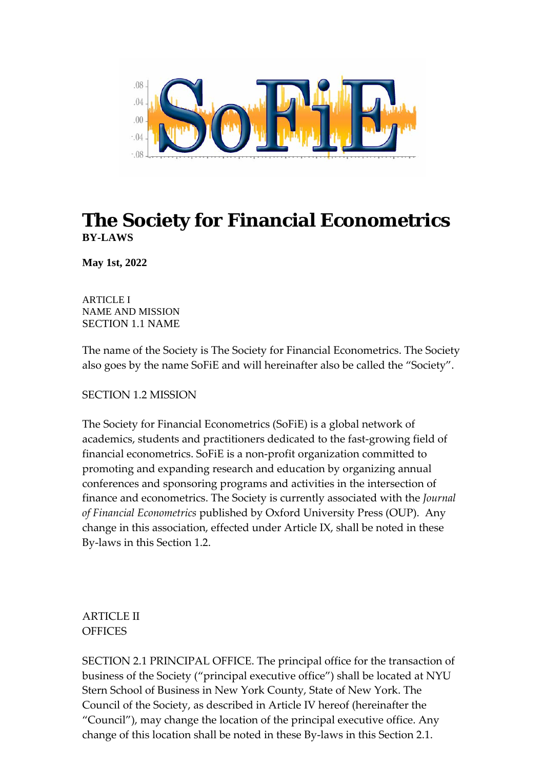# The Society for Financial Econometrics

**BY-LAWS**

**May 1st, 2022**

ARTICLE I
NAME AND MISSION
SECTION 1.1 NAME

The name of the Society is The Society for Financial Econometrics. The Society also goes by the name SoFiE and will hereinafter also be called the "Society".

SECTION 1.2 MISSION

The Society for Financial Econometrics (SoFiE) is a global network of academics, students and practitioners dedicated to the fast-growing field of financial econometrics. SoFiE is a non-profit organization committed to promoting and expanding research and education by organizing annual conferences and sponsoring programs and activities in the intersection of finance and econometrics. The Society is currently associated with the *Journal of Financial Econometrics* published by Oxford University Press (OUP). Any change in this association, effected under Article IX, shall be noted in these By-laws in this Section 1.2.

ARTICLE II
OFFICES

SECTION 2.1 PRINCIPAL OFFICE. The principal office for the transaction of business of the Society ("principal executive office") shall be located at NYU Stern School of Business in New York County, State of New York. The Council of the Society, as described in Article IV hereof (hereinafter the "Council"), may change the location of the principal executive office. Any change of this location shall be noted in these By-laws in this Section 2.1.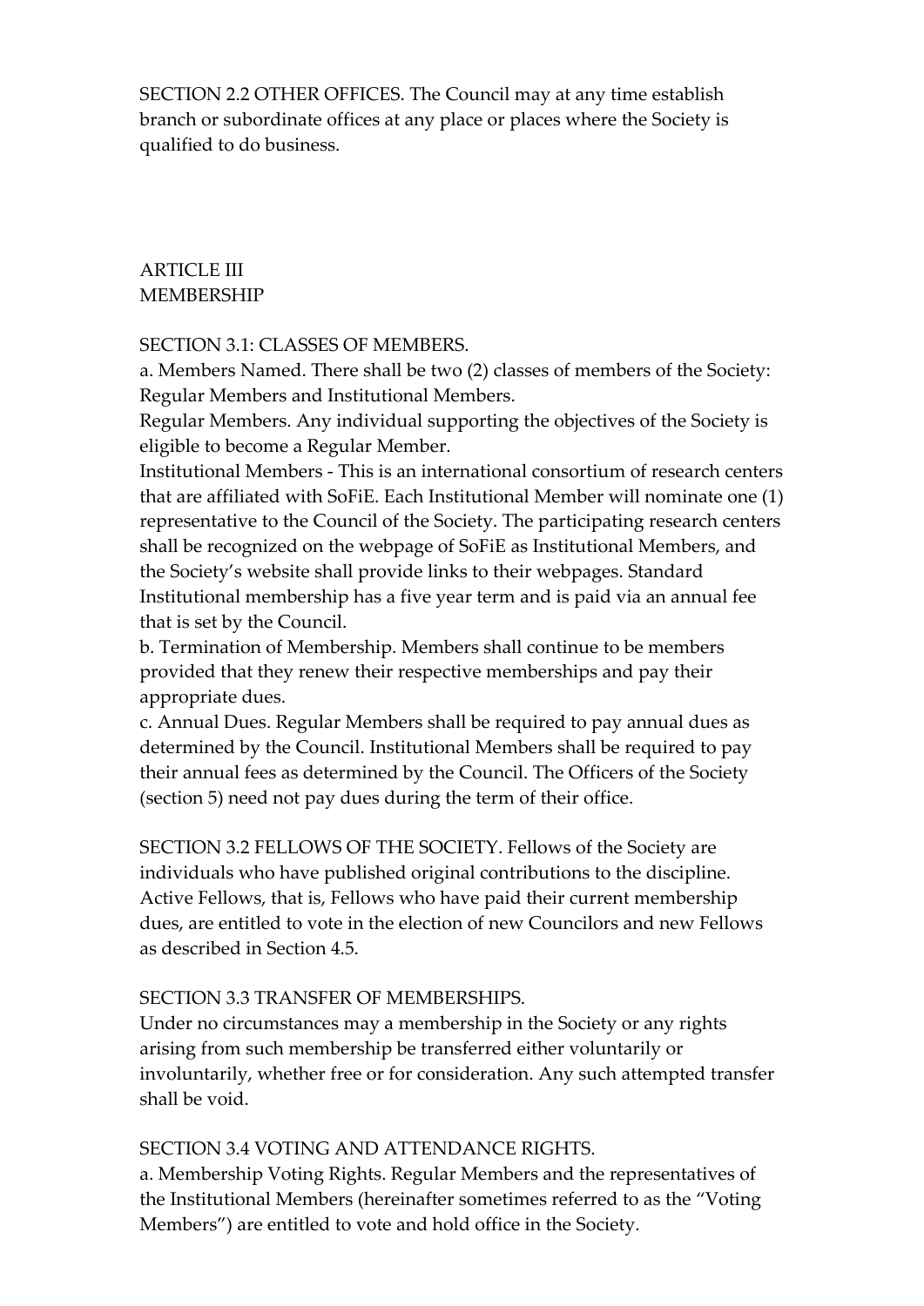SECTION 2.2 OTHER OFFICES. The Council may at any time establish branch or subordinate offices at any place or places where the Society is qualified to do business.

## ARTICLE III
## MEMBERSHIP

SECTION 3.1: CLASSES OF MEMBERS.

a. Members Named. There shall be two (2) classes of members of the Society: Regular Members and Institutional Members.

Regular Members. Any individual supporting the objectives of the Society is eligible to become a Regular Member.

Institutional Members - This is an international consortium of research centers that are affiliated with SoFiE. Each Institutional Member will nominate one (1) representative to the Council of the Society. The participating research centers shall be recognized on the webpage of SoFiE as Institutional Members, and the Society's website shall provide links to their webpages. Standard Institutional membership has a five year term and is paid via an annual fee that is set by the Council.

b. Termination of Membership. Members shall continue to be members provided that they renew their respective memberships and pay their appropriate dues.

c. Annual Dues. Regular Members shall be required to pay annual dues as determined by the Council. Institutional Members shall be required to pay their annual fees as determined by the Council. The Officers of the Society (section 5) need not pay dues during the term of their office.

SECTION 3.2 FELLOWS OF THE SOCIETY. Fellows of the Society are individuals who have published original contributions to the discipline. Active Fellows, that is, Fellows who have paid their current membership dues, are entitled to vote in the election of new Councilors and new Fellows as described in Section 4.5.

SECTION 3.3 TRANSFER OF MEMBERSHIPS.

Under no circumstances may a membership in the Society or any rights arising from such membership be transferred either voluntarily or involuntarily, whether free or for consideration. Any such attempted transfer shall be void.

SECTION 3.4 VOTING AND ATTENDANCE RIGHTS.

a. Membership Voting Rights. Regular Members and the representatives of the Institutional Members (hereinafter sometimes referred to as the "Voting Members") are entitled to vote and hold office in the Society.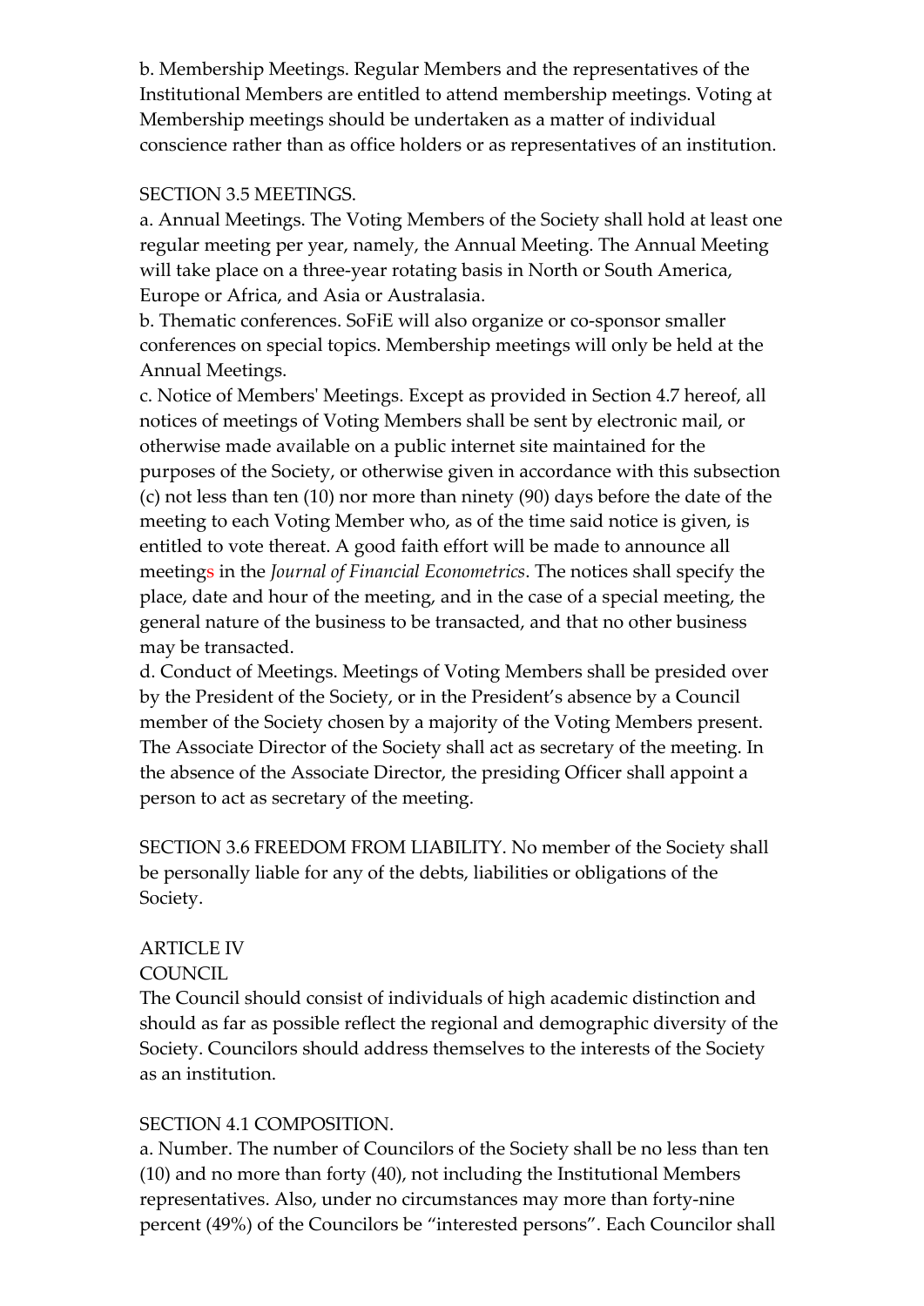b. Membership Meetings. Regular Members and the representatives of the Institutional Members are entitled to attend membership meetings. Voting at Membership meetings should be undertaken as a matter of individual conscience rather than as office holders or as representatives of an institution.

SECTION 3.5 MEETINGS.

a. Annual Meetings. The Voting Members of the Society shall hold at least one regular meeting per year, namely, the Annual Meeting. The Annual Meeting will take place on a three-year rotating basis in North or South America, Europe or Africa, and Asia or Australasia.

b. Thematic conferences. SoFiE will also organize or co-sponsor smaller conferences on special topics. Membership meetings will only be held at the Annual Meetings.

c. Notice of Members' Meetings. Except as provided in Section 4.7 hereof, all notices of meetings of Voting Members shall be sent by electronic mail, or otherwise made available on a public internet site maintained for the purposes of the Society, or otherwise given in accordance with this subsection (c) not less than ten (10) nor more than ninety (90) days before the date of the meeting to each Voting Member who, as of the time said notice is given, is entitled to vote thereat. A good faith effort will be made to announce all meetings in the *Journal of Financial Econometrics*. The notices shall specify the place, date and hour of the meeting, and in the case of a special meeting, the general nature of the business to be transacted, and that no other business may be transacted.

d. Conduct of Meetings. Meetings of Voting Members shall be presided over by the President of the Society, or in the President's absence by a Council member of the Society chosen by a majority of the Voting Members present. The Associate Director of the Society shall act as secretary of the meeting. In the absence of the Associate Director, the presiding Officer shall appoint a person to act as secretary of the meeting.

SECTION 3.6 FREEDOM FROM LIABILITY. No member of the Society shall be personally liable for any of the debts, liabilities or obligations of the Society.

ARTICLE IV

COUNCIL

The Council should consist of individuals of high academic distinction and should as far as possible reflect the regional and demographic diversity of the Society. Councilors should address themselves to the interests of the Society as an institution.

SECTION 4.1 COMPOSITION.

a. Number. The number of Councilors of the Society shall be no less than ten (10) and no more than forty (40), not including the Institutional Members representatives. Also, under no circumstances may more than forty-nine percent (49%) of the Councilors be "interested persons". Each Councilor shall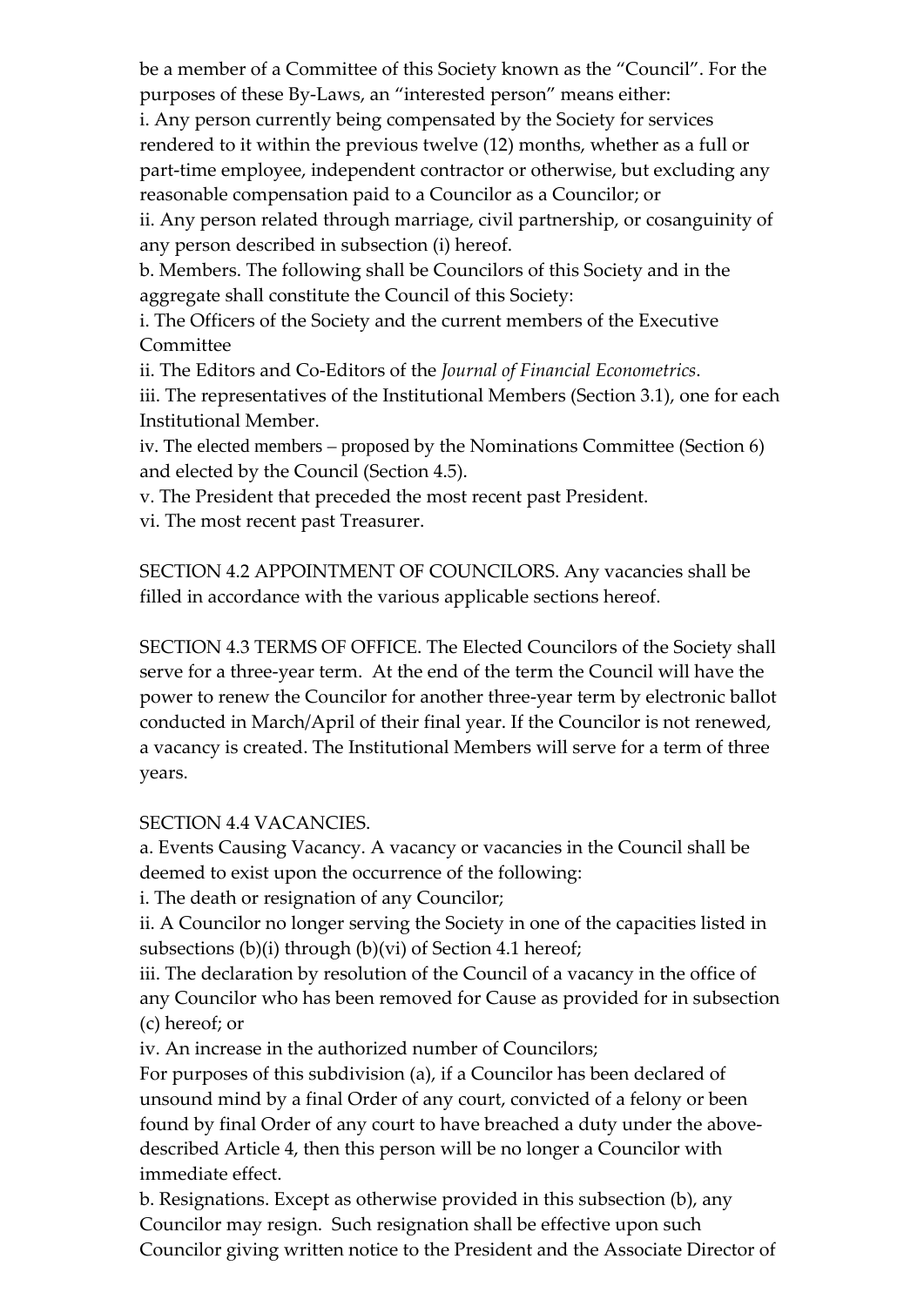be a member of a Committee of this Society known as the "Council". For the purposes of these By-Laws, an "interested person" means either:

i. Any person currently being compensated by the Society for services rendered to it within the previous twelve (12) months, whether as a full or part-time employee, independent contractor or otherwise, but excluding any reasonable compensation paid to a Councilor as a Councilor; or

ii. Any person related through marriage, civil partnership, or cosanguinity of any person described in subsection (i) hereof.

b. Members. The following shall be Councilors of this Society and in the aggregate shall constitute the Council of this Society:

i. The Officers of the Society and the current members of the Executive Committee

ii. The Editors and Co-Editors of the *Journal of Financial Econometrics*.

iii. The representatives of the Institutional Members (Section 3.1), one for each Institutional Member.

iv. The elected members – proposed by the Nominations Committee (Section 6) and elected by the Council (Section 4.5).

v. The President that preceded the most recent past President.

vi. The most recent past Treasurer.

SECTION 4.2 APPOINTMENT OF COUNCILORS. Any vacancies shall be filled in accordance with the various applicable sections hereof.

SECTION 4.3 TERMS OF OFFICE. The Elected Councilors of the Society shall serve for a three-year term. At the end of the term the Council will have the power to renew the Councilor for another three-year term by electronic ballot conducted in March/April of their final year. If the Councilor is not renewed, a vacancy is created. The Institutional Members will serve for a term of three years.

SECTION 4.4 VACANCIES.

a. Events Causing Vacancy. A vacancy or vacancies in the Council shall be deemed to exist upon the occurrence of the following:

i. The death or resignation of any Councilor;

ii. A Councilor no longer serving the Society in one of the capacities listed in subsections (b)(i) through (b)(vi) of Section 4.1 hereof;

iii. The declaration by resolution of the Council of a vacancy in the office of any Councilor who has been removed for Cause as provided for in subsection (c) hereof; or

iv. An increase in the authorized number of Councilors;

For purposes of this subdivision (a), if a Councilor has been declared of unsound mind by a final Order of any court, convicted of a felony or been found by final Order of any court to have breached a duty under the above-described Article 4, then this person will be no longer a Councilor with immediate effect.

b. Resignations. Except as otherwise provided in this subsection (b), any Councilor may resign. Such resignation shall be effective upon such Councilor giving written notice to the President and the Associate Director of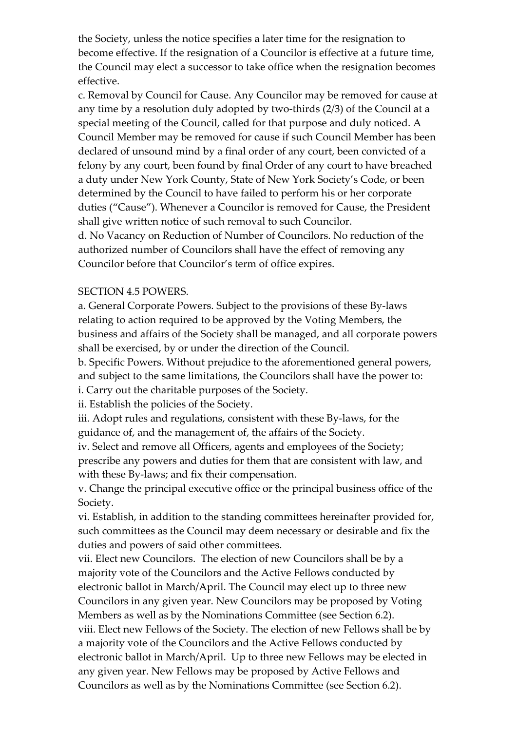the Society, unless the notice specifies a later time for the resignation to become effective. If the resignation of a Councilor is effective at a future time, the Council may elect a successor to take office when the resignation becomes effective.

c. Removal by Council for Cause. Any Councilor may be removed for cause at any time by a resolution duly adopted by two-thirds (2/3) of the Council at a special meeting of the Council, called for that purpose and duly noticed. A Council Member may be removed for cause if such Council Member has been declared of unsound mind by a final order of any court, been convicted of a felony by any court, been found by final Order of any court to have breached a duty under New York County, State of New York Society's Code, or been determined by the Council to have failed to perform his or her corporate duties ("Cause"). Whenever a Councilor is removed for Cause, the President shall give written notice of such removal to such Councilor.

d. No Vacancy on Reduction of Number of Councilors. No reduction of the authorized number of Councilors shall have the effect of removing any Councilor before that Councilor's term of office expires.

SECTION 4.5 POWERS.

a. General Corporate Powers. Subject to the provisions of these By-laws relating to action required to be approved by the Voting Members, the business and affairs of the Society shall be managed, and all corporate powers shall be exercised, by or under the direction of the Council.

b. Specific Powers. Without prejudice to the aforementioned general powers, and subject to the same limitations, the Councilors shall have the power to:

i. Carry out the charitable purposes of the Society.

ii. Establish the policies of the Society.

iii. Adopt rules and regulations, consistent with these By-laws, for the guidance of, and the management of, the affairs of the Society.

iv. Select and remove all Officers, agents and employees of the Society; prescribe any powers and duties for them that are consistent with law, and with these By-laws; and fix their compensation.

v. Change the principal executive office or the principal business office of the Society.

vi. Establish, in addition to the standing committees hereinafter provided for, such committees as the Council may deem necessary or desirable and fix the duties and powers of said other committees.

vii. Elect new Councilors. The election of new Councilors shall be by a majority vote of the Councilors and the Active Fellows conducted by electronic ballot in March/April. The Council may elect up to three new Councilors in any given year. New Councilors may be proposed by Voting Members as well as by the Nominations Committee (see Section 6.2).

viii. Elect new Fellows of the Society. The election of new Fellows shall be by a majority vote of the Councilors and the Active Fellows conducted by electronic ballot in March/April. Up to three new Fellows may be elected in any given year. New Fellows may be proposed by Active Fellows and Councilors as well as by the Nominations Committee (see Section 6.2).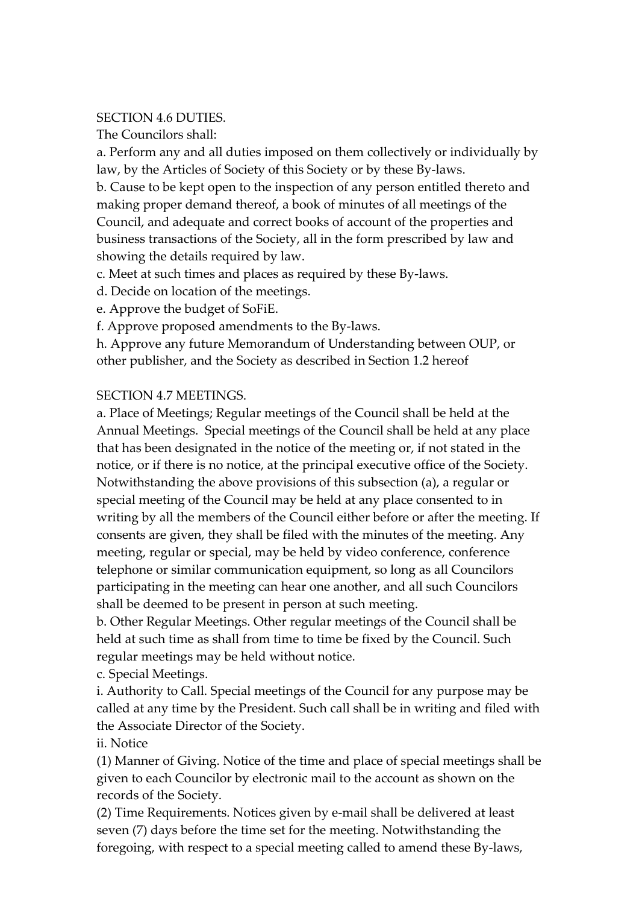SECTION 4.6 DUTIES.

The Councilors shall:

a. Perform any and all duties imposed on them collectively or individually by law, by the Articles of Society of this Society or by these By-laws.

b. Cause to be kept open to the inspection of any person entitled thereto and making proper demand thereof, a book of minutes of all meetings of the Council, and adequate and correct books of account of the properties and business transactions of the Society, all in the form prescribed by law and showing the details required by law.

c. Meet at such times and places as required by these By-laws.

d. Decide on location of the meetings.

e. Approve the budget of SoFiE.

f. Approve proposed amendments to the By-laws.

h. Approve any future Memorandum of Understanding between OUP, or other publisher, and the Society as described in Section 1.2 hereof

SECTION 4.7 MEETINGS.

a. Place of Meetings; Regular meetings of the Council shall be held at the Annual Meetings. Special meetings of the Council shall be held at any place that has been designated in the notice of the meeting or, if not stated in the notice, or if there is no notice, at the principal executive office of the Society. Notwithstanding the above provisions of this subsection (a), a regular or special meeting of the Council may be held at any place consented to in writing by all the members of the Council either before or after the meeting. If consents are given, they shall be filed with the minutes of the meeting. Any meeting, regular or special, may be held by video conference, conference telephone or similar communication equipment, so long as all Councilors participating in the meeting can hear one another, and all such Councilors shall be deemed to be present in person at such meeting.

b. Other Regular Meetings. Other regular meetings of the Council shall be held at such time as shall from time to time be fixed by the Council. Such regular meetings may be held without notice.

c. Special Meetings.

i. Authority to Call. Special meetings of the Council for any purpose may be called at any time by the President. Such call shall be in writing and filed with the Associate Director of the Society.

ii. Notice

(1) Manner of Giving. Notice of the time and place of special meetings shall be given to each Councilor by electronic mail to the account as shown on the records of the Society.

(2) Time Requirements. Notices given by e-mail shall be delivered at least seven (7) days before the time set for the meeting. Notwithstanding the foregoing, with respect to a special meeting called to amend these By-laws,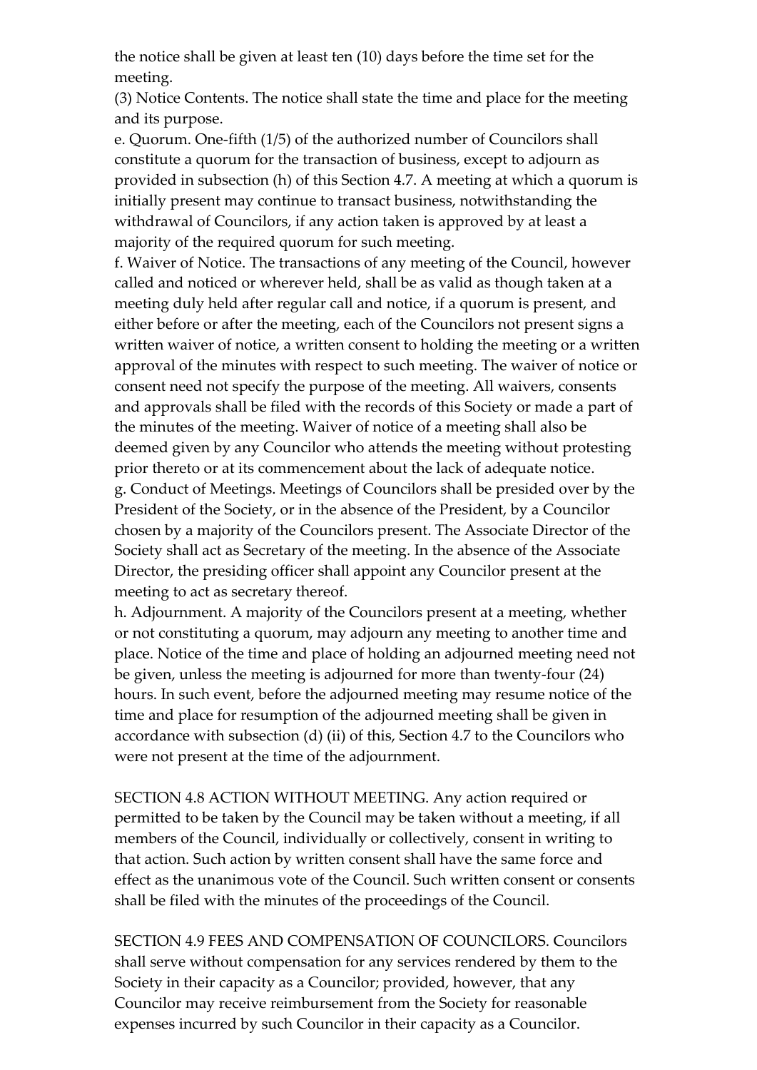the notice shall be given at least ten (10) days before the time set for the meeting.

(3) Notice Contents. The notice shall state the time and place for the meeting and its purpose.

e. Quorum. One-fifth (1/5) of the authorized number of Councilors shall constitute a quorum for the transaction of business, except to adjourn as provided in subsection (h) of this Section 4.7. A meeting at which a quorum is initially present may continue to transact business, notwithstanding the withdrawal of Councilors, if any action taken is approved by at least a majority of the required quorum for such meeting.

f. Waiver of Notice. The transactions of any meeting of the Council, however called and noticed or wherever held, shall be as valid as though taken at a meeting duly held after regular call and notice, if a quorum is present, and either before or after the meeting, each of the Councilors not present signs a written waiver of notice, a written consent to holding the meeting or a written approval of the minutes with respect to such meeting. The waiver of notice or consent need not specify the purpose of the meeting. All waivers, consents and approvals shall be filed with the records of this Society or made a part of the minutes of the meeting. Waiver of notice of a meeting shall also be deemed given by any Councilor who attends the meeting without protesting prior thereto or at its commencement about the lack of adequate notice.

g. Conduct of Meetings. Meetings of Councilors shall be presided over by the President of the Society, or in the absence of the President, by a Councilor chosen by a majority of the Councilors present. The Associate Director of the Society shall act as Secretary of the meeting. In the absence of the Associate Director, the presiding officer shall appoint any Councilor present at the meeting to act as secretary thereof.

h. Adjournment. A majority of the Councilors present at a meeting, whether or not constituting a quorum, may adjourn any meeting to another time and place. Notice of the time and place of holding an adjourned meeting need not be given, unless the meeting is adjourned for more than twenty-four (24) hours. In such event, before the adjourned meeting may resume notice of the time and place for resumption of the adjourned meeting shall be given in accordance with subsection (d) (ii) of this, Section 4.7 to the Councilors who were not present at the time of the adjournment.

SECTION 4.8 ACTION WITHOUT MEETING. Any action required or permitted to be taken by the Council may be taken without a meeting, if all members of the Council, individually or collectively, consent in writing to that action. Such action by written consent shall have the same force and effect as the unanimous vote of the Council. Such written consent or consents shall be filed with the minutes of the proceedings of the Council.

SECTION 4.9 FEES AND COMPENSATION OF COUNCILORS. Councilors shall serve without compensation for any services rendered by them to the Society in their capacity as a Councilor; provided, however, that any Councilor may receive reimbursement from the Society for reasonable expenses incurred by such Councilor in their capacity as a Councilor.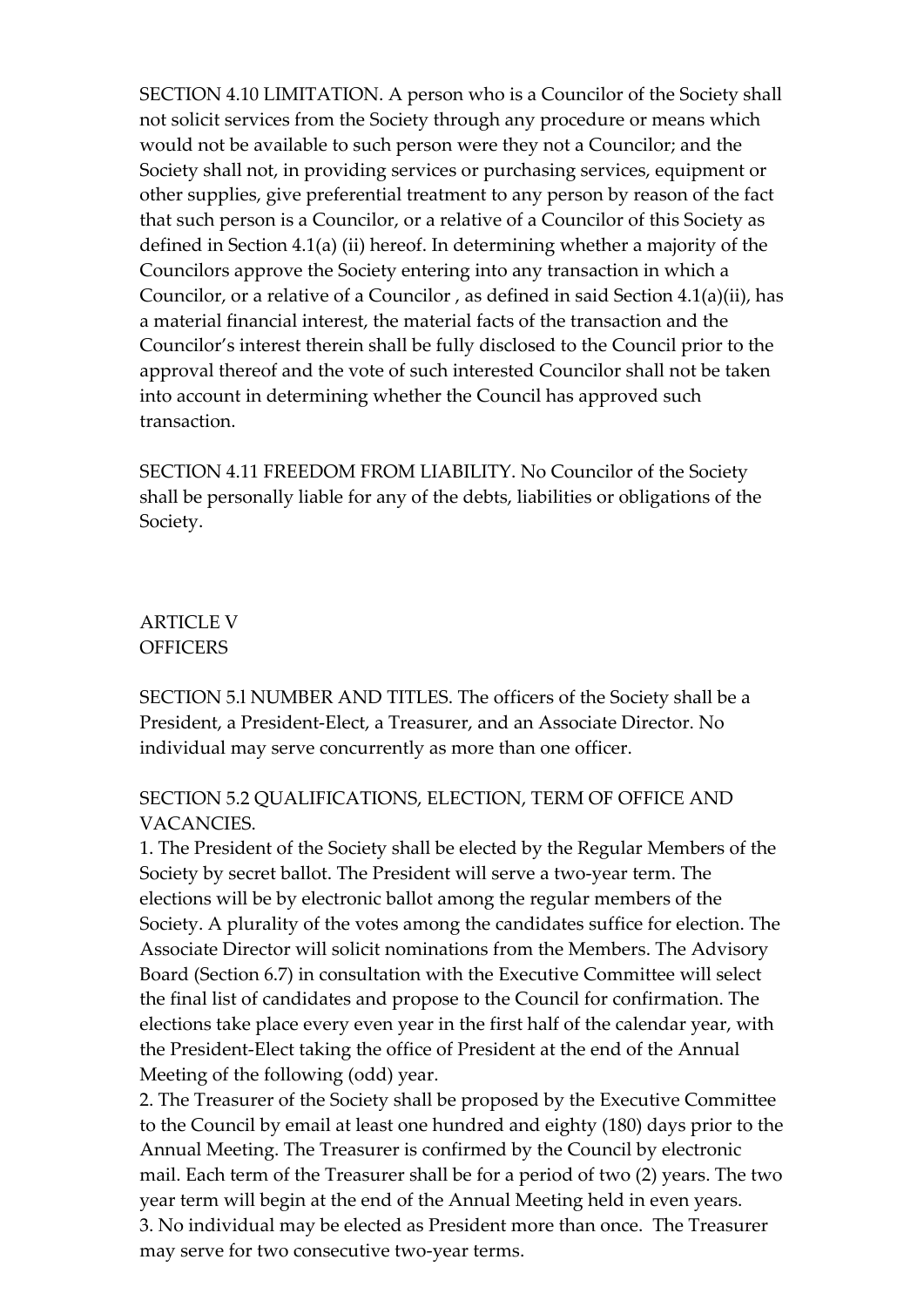SECTION 4.10 LIMITATION. A person who is a Councilor of the Society shall not solicit services from the Society through any procedure or means which would not be available to such person were they not a Councilor; and the Society shall not, in providing services or purchasing services, equipment or other supplies, give preferential treatment to any person by reason of the fact that such person is a Councilor, or a relative of a Councilor of this Society as defined in Section 4.1(a) (ii) hereof. In determining whether a majority of the Councilors approve the Society entering into any transaction in which a Councilor, or a relative of a Councilor , as defined in said Section 4.1(a)(ii), has a material financial interest, the material facts of the transaction and the Councilor's interest therein shall be fully disclosed to the Council prior to the approval thereof and the vote of such interested Councilor shall not be taken into account in determining whether the Council has approved such transaction.

SECTION 4.11 FREEDOM FROM LIABILITY. No Councilor of the Society shall be personally liable for any of the debts, liabilities or obligations of the Society.

## ARTICLE V
## OFFICERS

SECTION 5.l NUMBER AND TITLES. The officers of the Society shall be a President, a President-Elect, a Treasurer, and an Associate Director. No individual may serve concurrently as more than one officer.

SECTION 5.2 QUALIFICATIONS, ELECTION, TERM OF OFFICE AND VACANCIES.

1. The President of the Society shall be elected by the Regular Members of the Society by secret ballot. The President will serve a two-year term. The elections will be by electronic ballot among the regular members of the Society. A plurality of the votes among the candidates suffice for election. The Associate Director will solicit nominations from the Members. The Advisory Board (Section 6.7) in consultation with the Executive Committee will select the final list of candidates and propose to the Council for confirmation. The elections take place every even year in the first half of the calendar year, with the President-Elect taking the office of President at the end of the Annual Meeting of the following (odd) year.
2. The Treasurer of the Society shall be proposed by the Executive Committee to the Council by email at least one hundred and eighty (180) days prior to the Annual Meeting. The Treasurer is confirmed by the Council by electronic mail. Each term of the Treasurer shall be for a period of two (2) years. The two year term will begin at the end of the Annual Meeting held in even years.
3. No individual may be elected as President more than once. The Treasurer may serve for two consecutive two-year terms.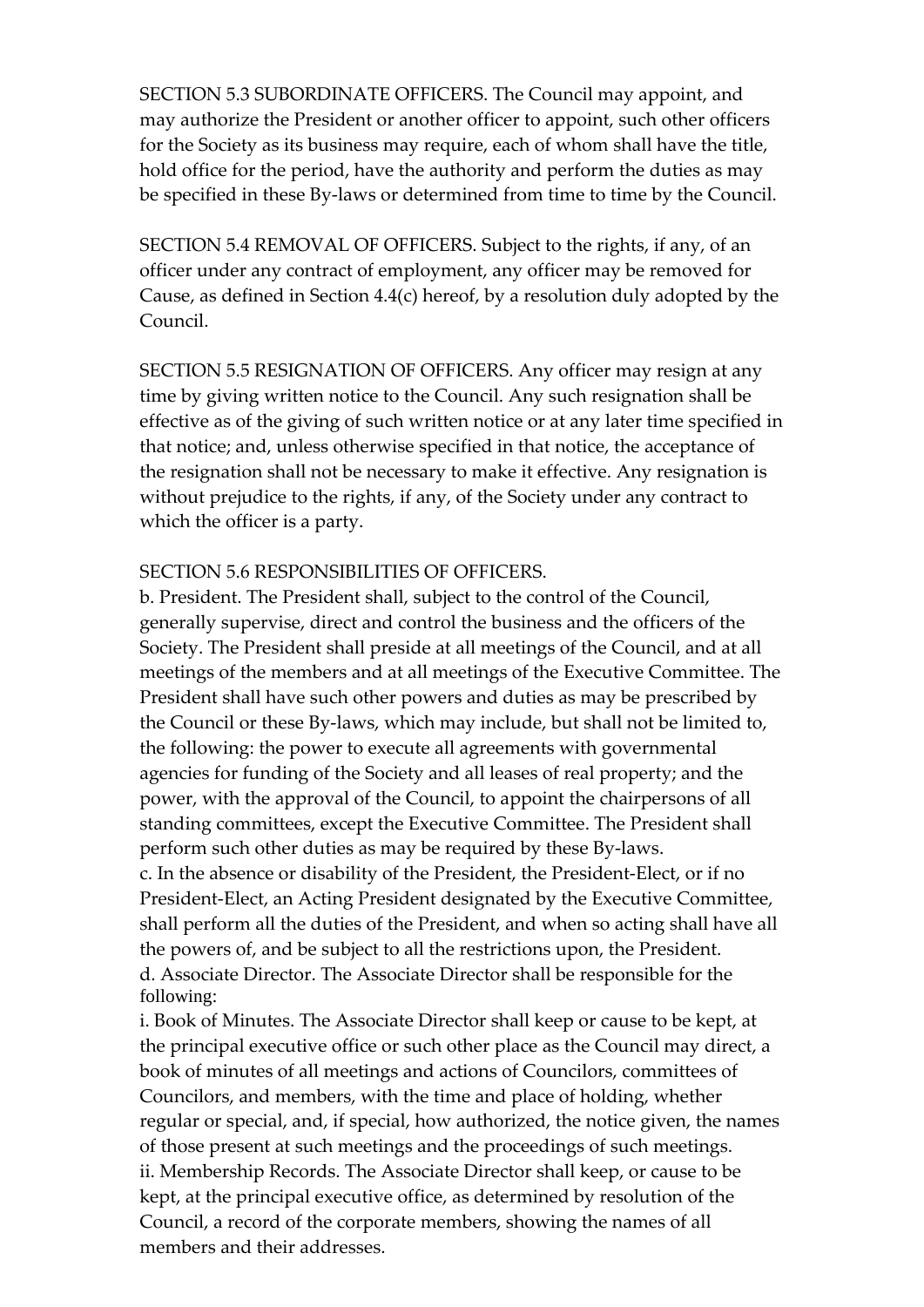SECTION 5.3 SUBORDINATE OFFICERS. The Council may appoint, and may authorize the President or another officer to appoint, such other officers for the Society as its business may require, each of whom shall have the title, hold office for the period, have the authority and perform the duties as may be specified in these By-laws or determined from time to time by the Council.

SECTION 5.4 REMOVAL OF OFFICERS. Subject to the rights, if any, of an officer under any contract of employment, any officer may be removed for Cause, as defined in Section 4.4(c) hereof, by a resolution duly adopted by the Council.

SECTION 5.5 RESIGNATION OF OFFICERS. Any officer may resign at any time by giving written notice to the Council. Any such resignation shall be effective as of the giving of such written notice or at any later time specified in that notice; and, unless otherwise specified in that notice, the acceptance of the resignation shall not be necessary to make it effective. Any resignation is without prejudice to the rights, if any, of the Society under any contract to which the officer is a party.

SECTION 5.6 RESPONSIBILITIES OF OFFICERS.

b. President. The President shall, subject to the control of the Council, generally supervise, direct and control the business and the officers of the Society. The President shall preside at all meetings of the Council, and at all meetings of the members and at all meetings of the Executive Committee. The President shall have such other powers and duties as may be prescribed by the Council or these By-laws, which may include, but shall not be limited to, the following: the power to execute all agreements with governmental agencies for funding of the Society and all leases of real property; and the power, with the approval of the Council, to appoint the chairpersons of all standing committees, except the Executive Committee. The President shall perform such other duties as may be required by these By-laws.

c. In the absence or disability of the President, the President-Elect, or if no President-Elect, an Acting President designated by the Executive Committee, shall perform all the duties of the President, and when so acting shall have all the powers of, and be subject to all the restrictions upon, the President.

d. Associate Director. The Associate Director shall be responsible for the following:

i. Book of Minutes. The Associate Director shall keep or cause to be kept, at the principal executive office or such other place as the Council may direct, a book of minutes of all meetings and actions of Councilors, committees of Councilors, and members, with the time and place of holding, whether regular or special, and, if special, how authorized, the notice given, the names of those present at such meetings and the proceedings of such meetings.

ii. Membership Records. The Associate Director shall keep, or cause to be kept, at the principal executive office, as determined by resolution of the Council, a record of the corporate members, showing the names of all members and their addresses.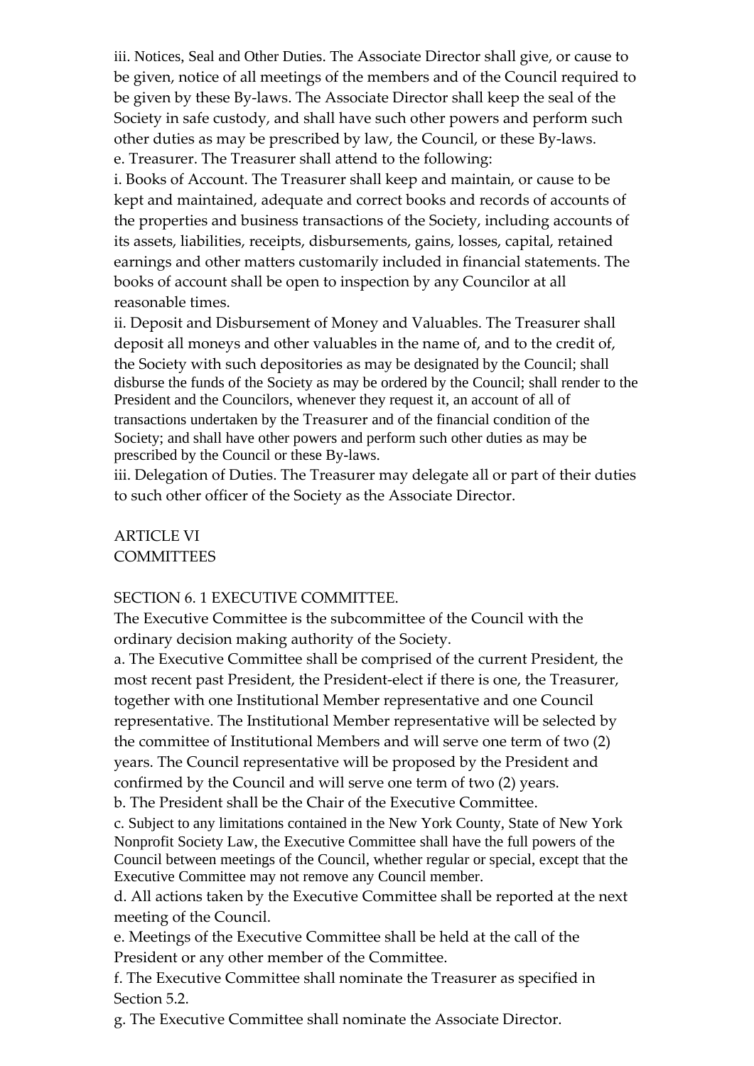iii. Notices, Seal and Other Duties. The Associate Director shall give, or cause to be given, notice of all meetings of the members and of the Council required to be given by these By-laws. The Associate Director shall keep the seal of the Society in safe custody, and shall have such other powers and perform such other duties as may be prescribed by law, the Council, or these By-laws.

e. Treasurer. The Treasurer shall attend to the following:

i. Books of Account. The Treasurer shall keep and maintain, or cause to be kept and maintained, adequate and correct books and records of accounts of the properties and business transactions of the Society, including accounts of its assets, liabilities, receipts, disbursements, gains, losses, capital, retained earnings and other matters customarily included in financial statements. The books of account shall be open to inspection by any Councilor at all reasonable times.

ii. Deposit and Disbursement of Money and Valuables. The Treasurer shall deposit all moneys and other valuables in the name of, and to the credit of, the Society with such depositories as may be designated by the Council; shall disburse the funds of the Society as may be ordered by the Council; shall render to the President and the Councilors, whenever they request it, an account of all of transactions undertaken by the Treasurer and of the financial condition of the Society; and shall have other powers and perform such other duties as may be prescribed by the Council or these By-laws.

iii. Delegation of Duties. The Treasurer may delegate all or part of their duties to such other officer of the Society as the Associate Director.

## ARTICLE VI
## COMMITTEES

### SECTION 6. 1 EXECUTIVE COMMITTEE.

The Executive Committee is the subcommittee of the Council with the ordinary decision making authority of the Society.

a. The Executive Committee shall be comprised of the current President, the most recent past President, the President-elect if there is one, the Treasurer, together with one Institutional Member representative and one Council representative. The Institutional Member representative will be selected by the committee of Institutional Members and will serve one term of two (2) years. The Council representative will be proposed by the President and confirmed by the Council and will serve one term of two (2) years.

b. The President shall be the Chair of the Executive Committee.

c. Subject to any limitations contained in the New York County, State of New York Nonprofit Society Law, the Executive Committee shall have the full powers of the Council between meetings of the Council, whether regular or special, except that the Executive Committee may not remove any Council member.

d. All actions taken by the Executive Committee shall be reported at the next meeting of the Council.

e. Meetings of the Executive Committee shall be held at the call of the President or any other member of the Committee.

f. The Executive Committee shall nominate the Treasurer as specified in Section 5.2.

g. The Executive Committee shall nominate the Associate Director.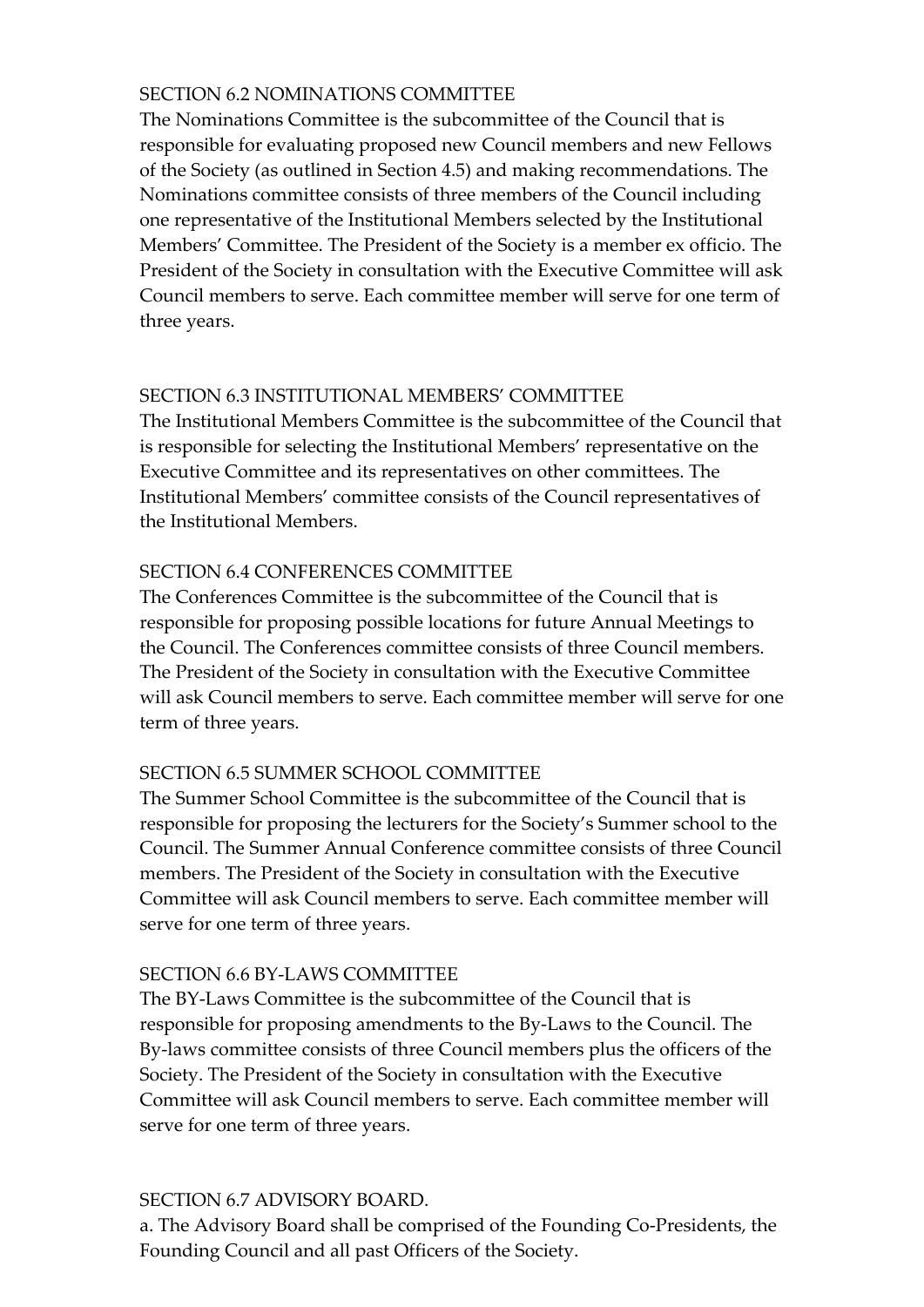### SECTION 6.2 NOMINATIONS COMMITTEE

The Nominations Committee is the subcommittee of the Council that is responsible for evaluating proposed new Council members and new Fellows of the Society (as outlined in Section 4.5) and making recommendations. The Nominations committee consists of three members of the Council including one representative of the Institutional Members selected by the Institutional Members' Committee. The President of the Society is a member ex officio. The President of the Society in consultation with the Executive Committee will ask Council members to serve. Each committee member will serve for one term of three years.

### SECTION 6.3 INSTITUTIONAL MEMBERS' COMMITTEE

The Institutional Members Committee is the subcommittee of the Council that is responsible for selecting the Institutional Members' representative on the Executive Committee and its representatives on other committees. The Institutional Members' committee consists of the Council representatives of the Institutional Members.

### SECTION 6.4 CONFERENCES COMMITTEE

The Conferences Committee is the subcommittee of the Council that is responsible for proposing possible locations for future Annual Meetings to the Council. The Conferences committee consists of three Council members. The President of the Society in consultation with the Executive Committee will ask Council members to serve. Each committee member will serve for one term of three years.

### SECTION 6.5 SUMMER SCHOOL COMMITTEE

The Summer School Committee is the subcommittee of the Council that is responsible for proposing the lecturers for the Society's Summer school to the Council. The Summer Annual Conference committee consists of three Council members. The President of the Society in consultation with the Executive Committee will ask Council members to serve. Each committee member will serve for one term of three years.

### SECTION 6.6 BY-LAWS COMMITTEE

The BY-Laws Committee is the subcommittee of the Council that is responsible for proposing amendments to the By-Laws to the Council. The By-laws committee consists of three Council members plus the officers of the Society. The President of the Society in consultation with the Executive Committee will ask Council members to serve. Each committee member will serve for one term of three years.

### SECTION 6.7 ADVISORY BOARD.

a. The Advisory Board shall be comprised of the Founding Co-Presidents, the Founding Council and all past Officers of the Society.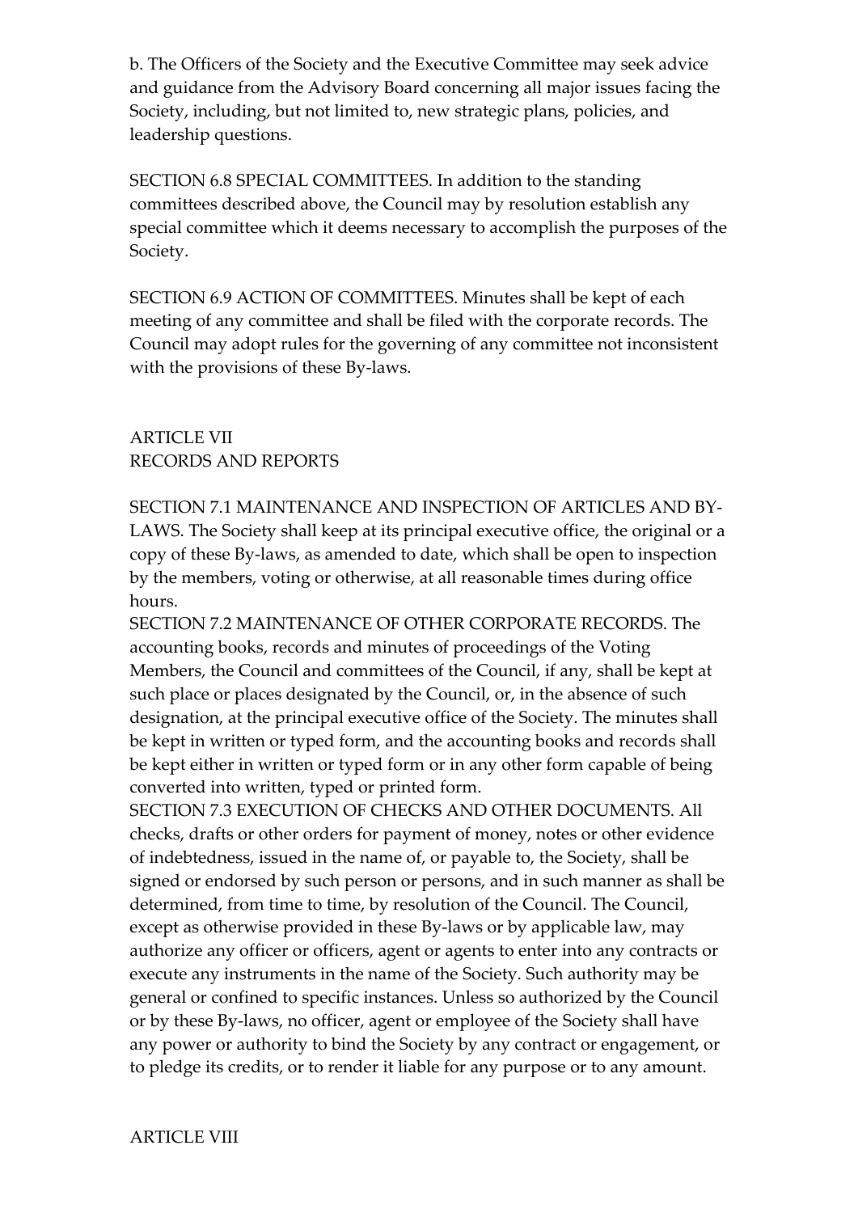b. The Officers of the Society and the Executive Committee may seek advice and guidance from the Advisory Board concerning all major issues facing the Society, including, but not limited to, new strategic plans, policies, and leadership questions.

SECTION 6.8 SPECIAL COMMITTEES. In addition to the standing committees described above, the Council may by resolution establish any special committee which it deems necessary to accomplish the purposes of the Society.

SECTION 6.9 ACTION OF COMMITTEES. Minutes shall be kept of each meeting of any committee and shall be filed with the corporate records. The Council may adopt rules for the governing of any committee not inconsistent with the provisions of these By-laws.

## ARTICLE VII
## RECORDS AND REPORTS

SECTION 7.1 MAINTENANCE AND INSPECTION OF ARTICLES AND BY-LAWS. The Society shall keep at its principal executive office, the original or a copy of these By-laws, as amended to date, which shall be open to inspection by the members, voting or otherwise, at all reasonable times during office hours.

SECTION 7.2 MAINTENANCE OF OTHER CORPORATE RECORDS. The accounting books, records and minutes of proceedings of the Voting Members, the Council and committees of the Council, if any, shall be kept at such place or places designated by the Council, or, in the absence of such designation, at the principal executive office of the Society. The minutes shall be kept in written or typed form, and the accounting books and records shall be kept either in written or typed form or in any other form capable of being converted into written, typed or printed form.

SECTION 7.3 EXECUTION OF CHECKS AND OTHER DOCUMENTS. All checks, drafts or other orders for payment of money, notes or other evidence of indebtedness, issued in the name of, or payable to, the Society, shall be signed or endorsed by such person or persons, and in such manner as shall be determined, from time to time, by resolution of the Council. The Council, except as otherwise provided in these By-laws or by applicable law, may authorize any officer or officers, agent or agents to enter into any contracts or execute any instruments in the name of the Society. Such authority may be general or confined to specific instances. Unless so authorized by the Council or by these By-laws, no officer, agent or employee of the Society shall have any power or authority to bind the Society by any contract or engagement, or to pledge its credits, or to render it liable for any purpose or to any amount.

## ARTICLE VIII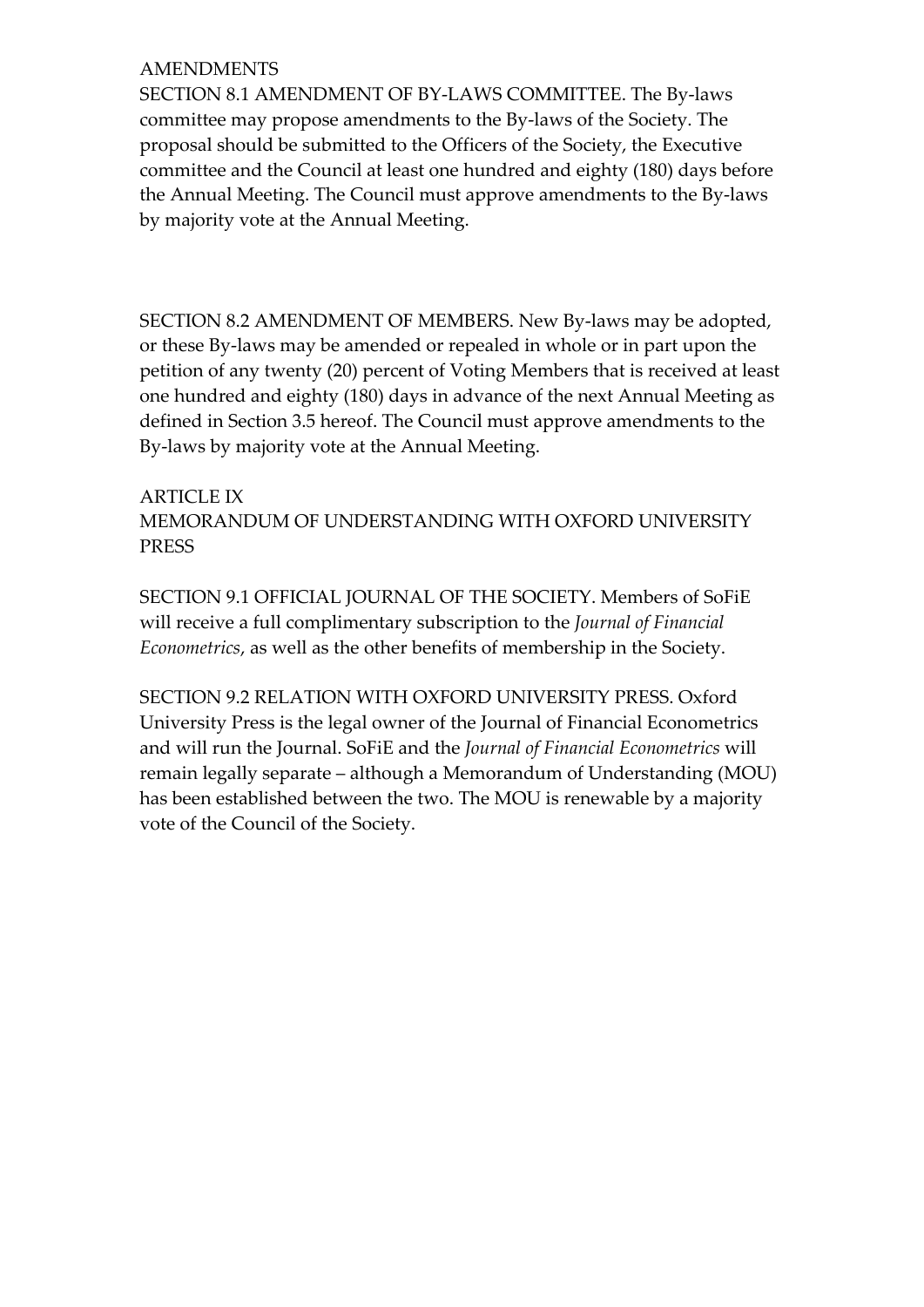## AMENDMENTS

SECTION 8.1 AMENDMENT OF BY-LAWS COMMITTEE. The By-laws committee may propose amendments to the By-laws of the Society. The proposal should be submitted to the Officers of the Society, the Executive committee and the Council at least one hundred and eighty (180) days before the Annual Meeting. The Council must approve amendments to the By-laws by majority vote at the Annual Meeting.

SECTION 8.2 AMENDMENT OF MEMBERS. New By-laws may be adopted, or these By-laws may be amended or repealed in whole or in part upon the petition of any twenty (20) percent of Voting Members that is received at least one hundred and eighty (180) days in advance of the next Annual Meeting as defined in Section 3.5 hereof. The Council must approve amendments to the By-laws by majority vote at the Annual Meeting.

## ARTICLE IX
## MEMORANDUM OF UNDERSTANDING WITH OXFORD UNIVERSITY PRESS

SECTION 9.1 OFFICIAL JOURNAL OF THE SOCIETY. Members of SoFiE will receive a full complimentary subscription to the *Journal of Financial Econometrics*, as well as the other benefits of membership in the Society.

SECTION 9.2 RELATION WITH OXFORD UNIVERSITY PRESS. Oxford University Press is the legal owner of the Journal of Financial Econometrics and will run the Journal. SoFiE and the *Journal of Financial Econometrics* will remain legally separate – although a Memorandum of Understanding (MOU) has been established between the two. The MOU is renewable by a majority vote of the Council of the Society.